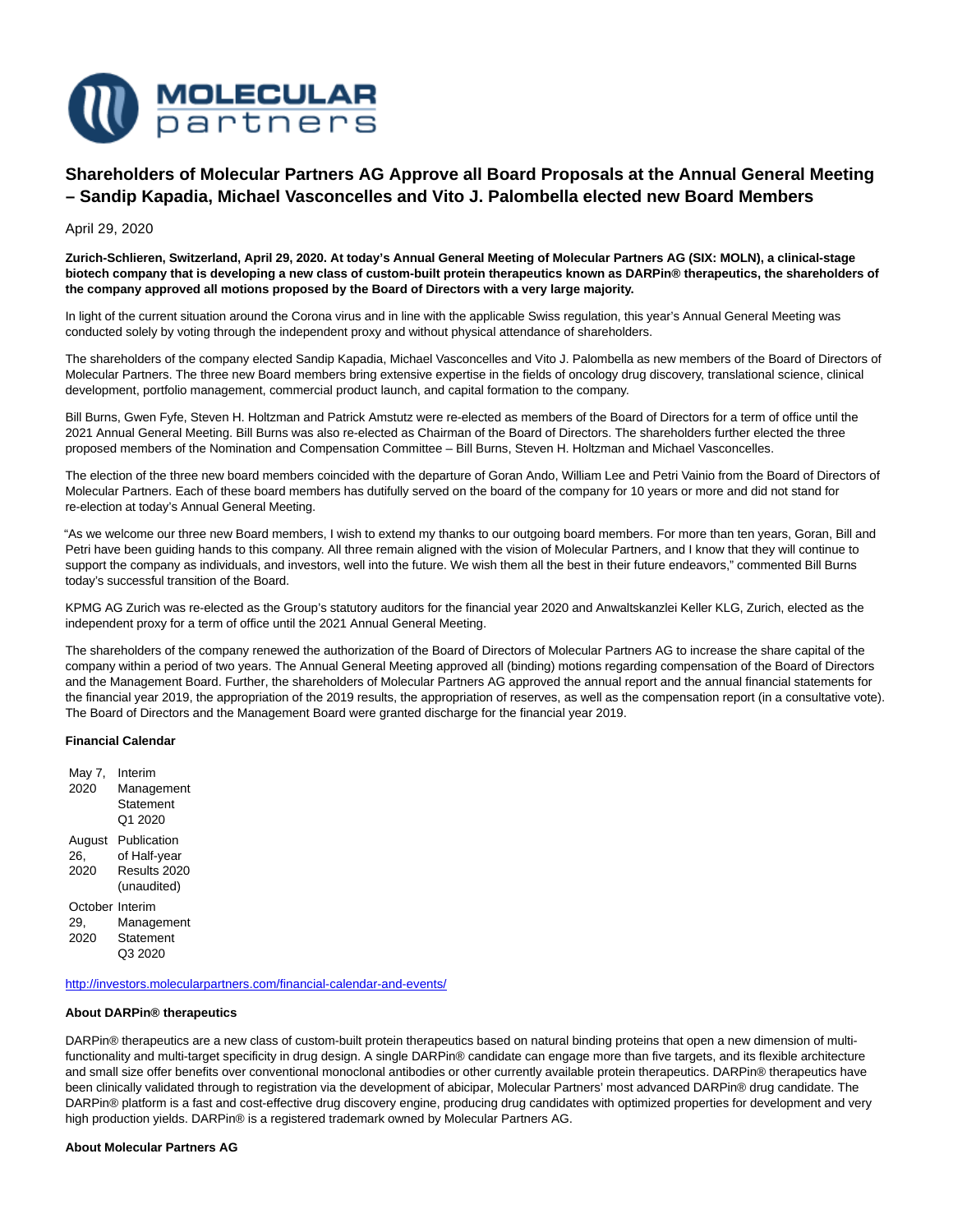# Shareholders of Molecular Partners AG Approve all Board Proposals at the Annual General Meeting – Sandip Kapadia, Michael Vasconcelles and Vito J. Palombella elected new Board Members

April 29, 2020

**Zurich-Schlieren, Switzerland, April 29, 2020. At today's Annual General Meeting of Molecular Partners AG (SIX: MOLN), a clinical-stage biotech company that is developing a new class of custom-built protein therapeutics known as DARPin® therapeutics, the shareholders of the company approved all motions proposed by the Board of Directors with a very large majority.**

In light of the current situation around the Corona virus and in line with the applicable Swiss regulation, this year's Annual General Meeting was conducted solely by voting through the independent proxy and without physical attendance of shareholders.

The shareholders of the company elected Sandip Kapadia, Michael Vasconcelles and Vito J. Palombella as new members of the Board of Directors of Molecular Partners. The three new Board members bring extensive expertise in the fields of oncology drug discovery, translational science, clinical development, portfolio management, commercial product launch, and capital formation to the company.

Bill Burns, Gwen Fyfe, Steven H. Holtzman and Patrick Amstutz were re-elected as members of the Board of Directors for a term of office until the 2021 Annual General Meeting. Bill Burns was also re-elected as Chairman of the Board of Directors. The shareholders further elected the three proposed members of the Nomination and Compensation Committee – Bill Burns, Steven H. Holtzman and Michael Vasconcelles.

The election of the three new board members coincided with the departure of Goran Ando, William Lee and Petri Vainio from the Board of Directors of Molecular Partners. Each of these board members has dutifully served on the board of the company for 10 years or more and did not stand for re-election at today's Annual General Meeting.

"As we welcome our three new Board members, I wish to extend my thanks to our outgoing board members. For more than ten years, Goran, Bill and Petri have been guiding hands to this company. All three remain aligned with the vision of Molecular Partners, and I know that they will continue to support the company as individuals, and investors, well into the future. We wish them all the best in their future endeavors," commented Bill Burns today's successful transition of the Board.

KPMG AG Zurich was re-elected as the Group's statutory auditors for the financial year 2020 and Anwaltskanzlei Keller KLG, Zurich, elected as the independent proxy for a term of office until the 2021 Annual General Meeting.

The shareholders of the company renewed the authorization of the Board of Directors of Molecular Partners AG to increase the share capital of the company within a period of two years. The Annual General Meeting approved all (binding) motions regarding compensation of the Board of Directors and the Management Board. Further, the shareholders of Molecular Partners AG approved the annual report and the annual financial statements for the financial year 2019, the appropriation of the 2019 results, the appropriation of reserves, as well as the compensation report (in a consultative vote). The Board of Directors and the Management Board were granted discharge for the financial year 2019.

**Financial Calendar**

| | |
|---|---|
| May 7, 2020 | Interim Management Statement Q1 2020 |
| August 26, 2020 | Publication of Half-year Results 2020 (unaudited) |
| October 29, 2020 | Interim Management Statement Q3 2020 |

http://investors.molecularpartners.com/financial-calendar-and-events/

**About DARPin® therapeutics**

DARPin® therapeutics are a new class of custom-built protein therapeutics based on natural binding proteins that open a new dimension of multi-functionality and multi-target specificity in drug design. A single DARPin® candidate can engage more than five targets, and its flexible architecture and small size offer benefits over conventional monoclonal antibodies or other currently available protein therapeutics. DARPin® therapeutics have been clinically validated through to registration via the development of abicipar, Molecular Partners' most advanced DARPin® drug candidate. The DARPin® platform is a fast and cost-effective drug discovery engine, producing drug candidates with optimized properties for development and very high production yields. DARPin® is a registered trademark owned by Molecular Partners AG.

**About Molecular Partners AG**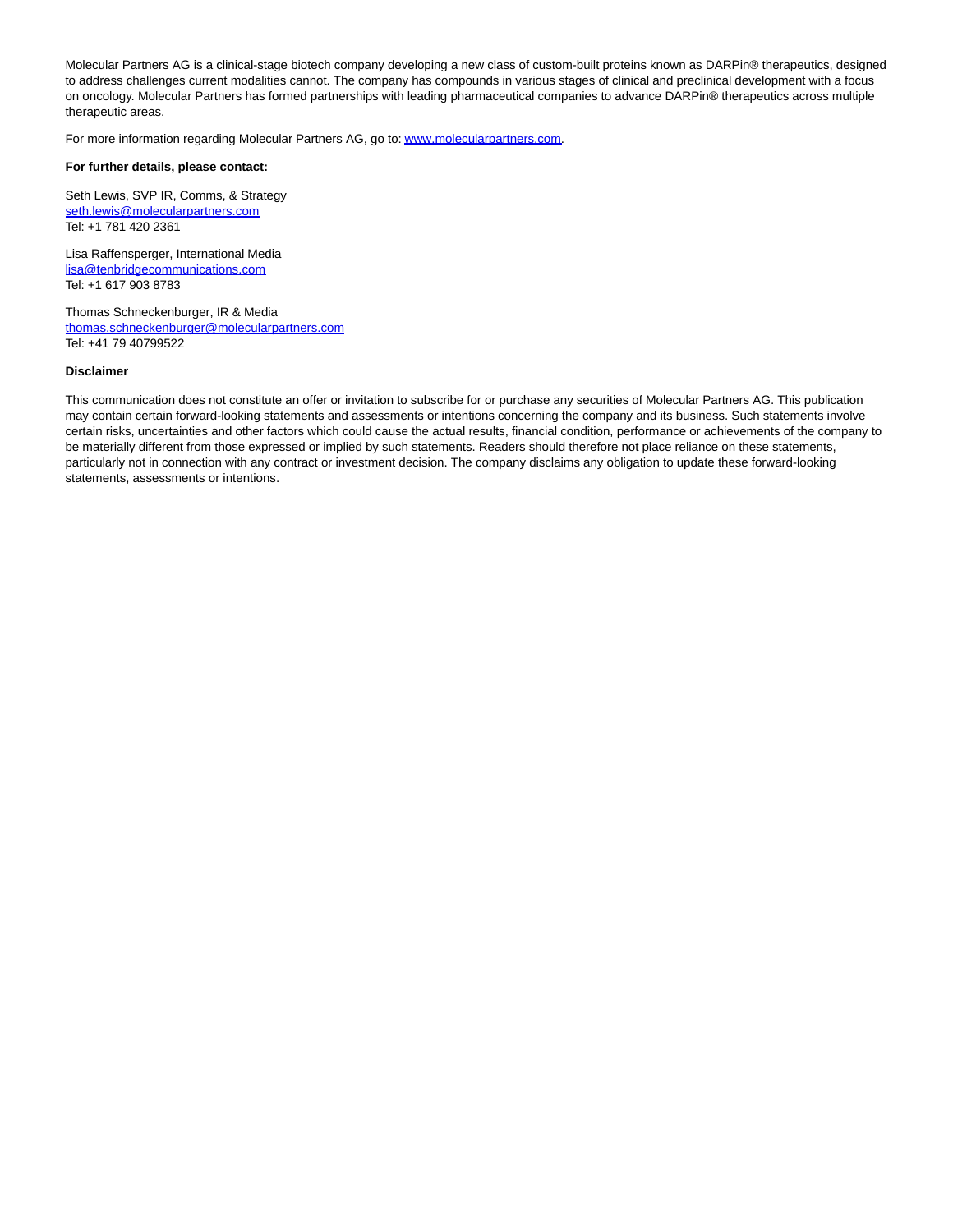Molecular Partners AG is a clinical-stage biotech company developing a new class of custom-built proteins known as DARPin® therapeutics, designed to address challenges current modalities cannot. The company has compounds in various stages of clinical and preclinical development with a focus on oncology. Molecular Partners has formed partnerships with leading pharmaceutical companies to advance DARPin® therapeutics across multiple therapeutic areas.

For more information regarding Molecular Partners AG, go to: www.molecularpartners.com.

**For further details, please contact:**

Seth Lewis, SVP IR, Comms, & Strategy
seth.lewis@molecularpartners.com
Tel: +1 781 420 2361

Lisa Raffensperger, International Media
lisa@tenbridgecommunications.com
Tel: +1 617 903 8783

Thomas Schneckenburger, IR & Media
thomas.schneckenburger@molecularpartners.com
Tel: +41 79 40799522

**Disclaimer**

This communication does not constitute an offer or invitation to subscribe for or purchase any securities of Molecular Partners AG. This publication may contain certain forward-looking statements and assessments or intentions concerning the company and its business. Such statements involve certain risks, uncertainties and other factors which could cause the actual results, financial condition, performance or achievements of the company to be materially different from those expressed or implied by such statements. Readers should therefore not place reliance on these statements, particularly not in connection with any contract or investment decision. The company disclaims any obligation to update these forward-looking statements, assessments or intentions.